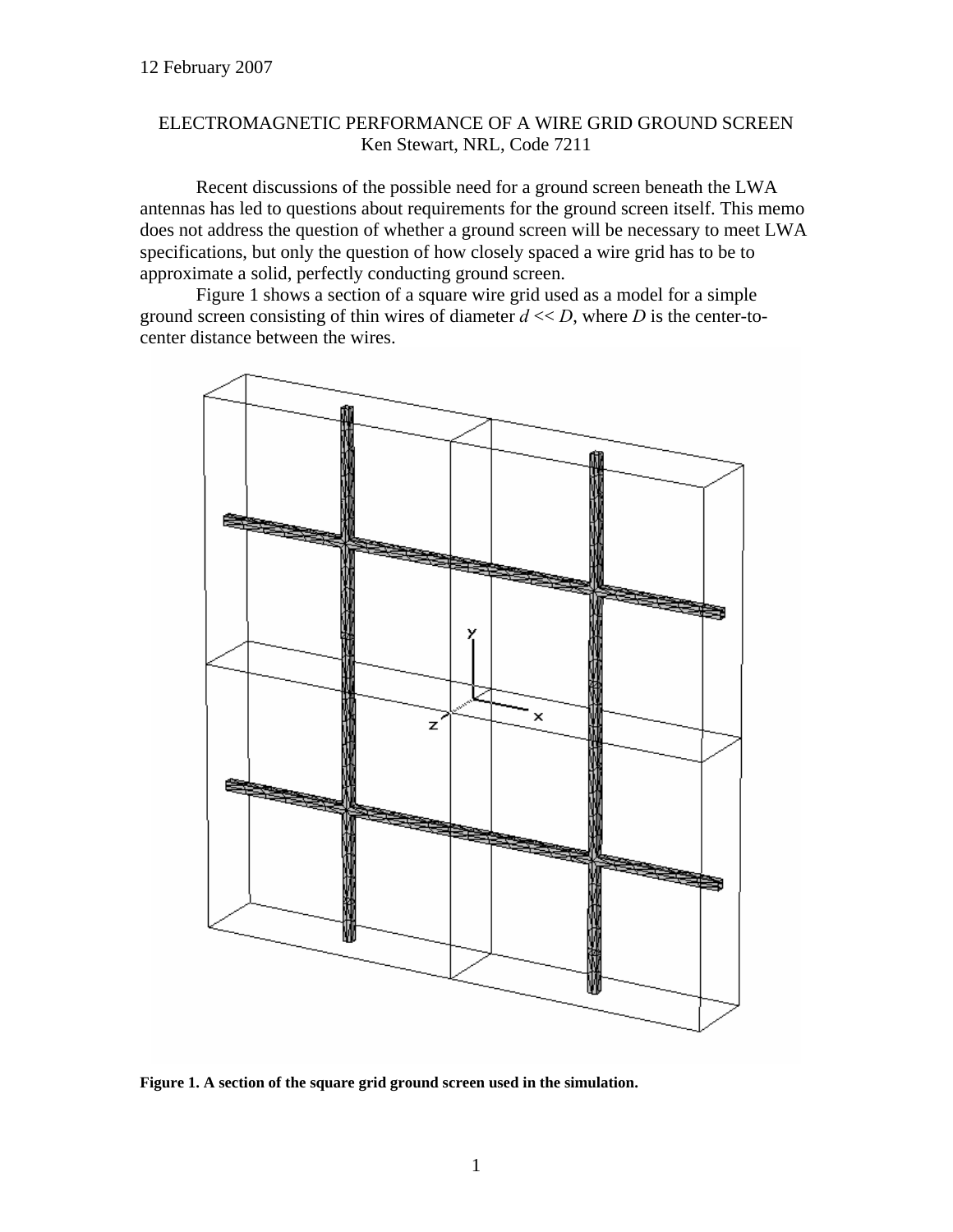12 February 2007

# ELECTROMAGNETIC PERFORMANCE OF A WIRE GRID GROUND SCREEN

Ken Stewart, NRL, Code 7211

Recent discussions of the possible need for a ground screen beneath the LWA antennas has led to questions about requirements for the ground screen itself. This memo does not address the question of whether a ground screen will be necessary to meet LWA specifications, but only the question of how closely spaced a wire grid has to be to approximate a solid, perfectly conducting ground screen.

Figure 1 shows a section of a square wire grid used as a model for a simple ground screen consisting of thin wires of diameter $d << D$, where $D$ is the center-to-center distance between the wires.

**Figure 1. A section of the square grid ground screen used in the simulation.**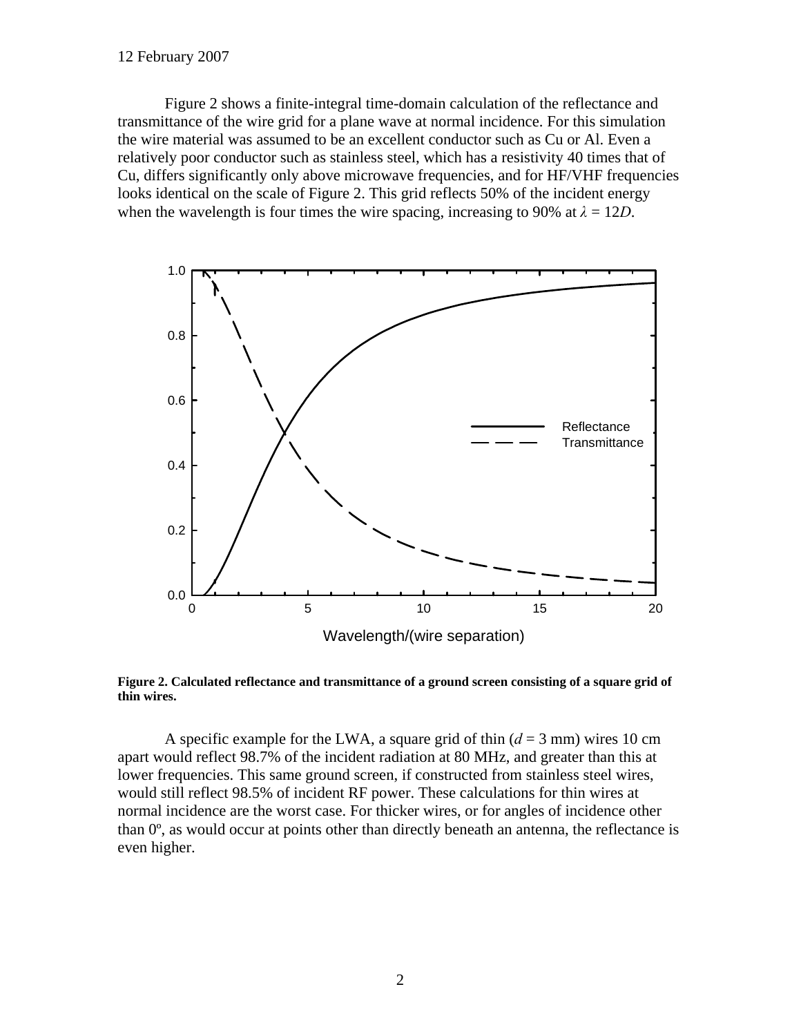12 February 2007

Figure 2 shows a finite-integral time-domain calculation of the reflectance and transmittance of the wire grid for a plane wave at normal incidence. For this simulation the wire material was assumed to be an excellent conductor such as Cu or Al. Even a relatively poor conductor such as stainless steel, which has a resistivity 40 times that of Cu, differs significantly only above microwave frequencies, and for HF/VHF frequencies looks identical on the scale of Figure 2. This grid reflects 50% of the incident energy when the wavelength is four times the wire spacing, increasing to 90% at $\lambda = 12D$.

1.0
0.8
0.6
0.4
0.2
0.0
0
5
10
15
20
Reflectance
Transmittance
Wavelength/(wire separation)

**Figure 2. Calculated reflectance and transmittance of a ground screen consisting of a square grid of thin wires.**

A specific example for the LWA, a square grid of thin ($d$ = 3 mm) wires 10 cm apart would reflect 98.7% of the incident radiation at 80 MHz, and greater than this at lower frequencies. This same ground screen, if constructed from stainless steel wires, would still reflect 98.5% of incident RF power. These calculations for thin wires at normal incidence are the worst case. For thicker wires, or for angles of incidence other than 0º, as would occur at points other than directly beneath an antenna, the reflectance is even higher.